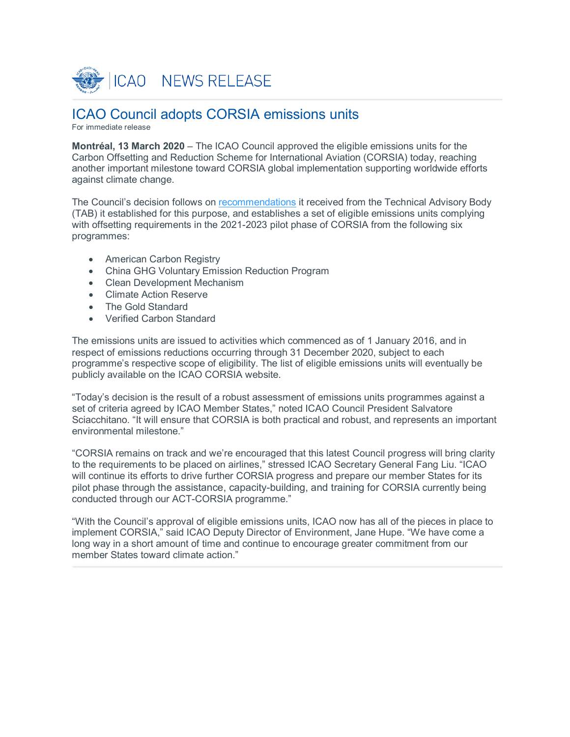ICAO NEWS RELEASE

# ICAO Council adopts CORSIA emissions units

For immediate release

**Montréal, 13 March 2020** – The ICAO Council approved the eligible emissions units for the Carbon Offsetting and Reduction Scheme for International Aviation (CORSIA) today, reaching another important milestone toward CORSIA global implementation supporting worldwide efforts against climate change.

The Council's decision follows on recommendations it received from the Technical Advisory Body (TAB) it established for this purpose, and establishes a set of eligible emissions units complying with offsetting requirements in the 2021-2023 pilot phase of CORSIA from the following six programmes:

- American Carbon Registry
- China GHG Voluntary Emission Reduction Program
- Clean Development Mechanism
- Climate Action Reserve
- The Gold Standard
- Verified Carbon Standard

The emissions units are issued to activities which commenced as of 1 January 2016, and in respect of emissions reductions occurring through 31 December 2020, subject to each programme's respective scope of eligibility. The list of eligible emissions units will eventually be publicly available on the ICAO CORSIA website.

"Today's decision is the result of a robust assessment of emissions units programmes against a set of criteria agreed by ICAO Member States," noted ICAO Council President Salvatore Sciacchitano. "It will ensure that CORSIA is both practical and robust, and represents an important environmental milestone."

"CORSIA remains on track and we're encouraged that this latest Council progress will bring clarity to the requirements to be placed on airlines," stressed ICAO Secretary General Fang Liu. "ICAO will continue its efforts to drive further CORSIA progress and prepare our member States for its pilot phase through the assistance, capacity-building, and training for CORSIA currently being conducted through our ACT-CORSIA programme."

"With the Council's approval of eligible emissions units, ICAO now has all of the pieces in place to implement CORSIA," said ICAO Deputy Director of Environment, Jane Hupe. "We have come a long way in a short amount of time and continue to encourage greater commitment from our member States toward climate action."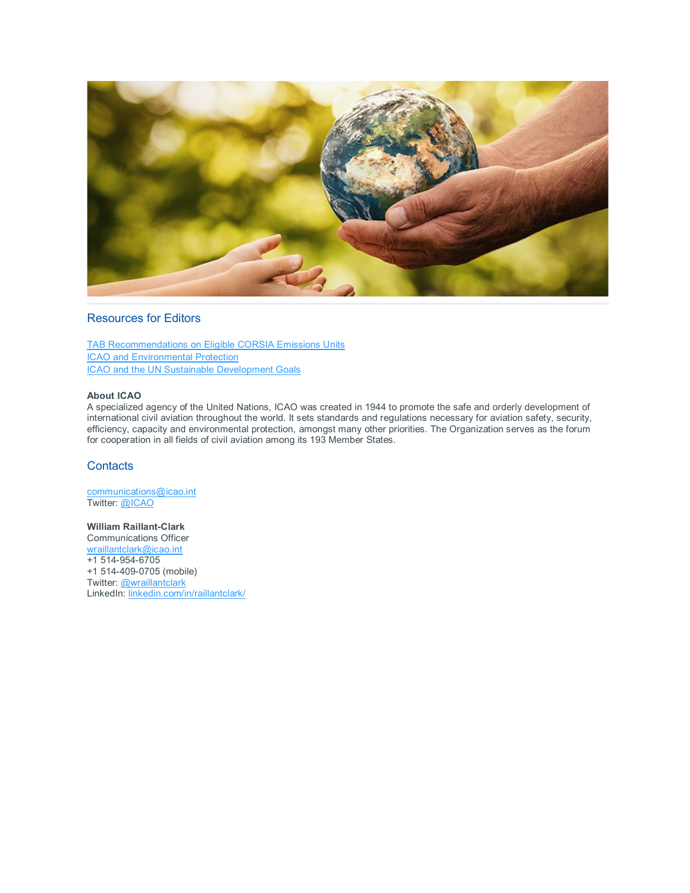## Resources for Editors

[TAB Recommendations on Eligible CORSIA Emissions Units]
[ICAO and Environmental Protection]
[ICAO and the UN Sustainable Development Goals]

**About ICAO**
A specialized agency of the United Nations, ICAO was created in 1944 to promote the safe and orderly development of international civil aviation throughout the world. It sets standards and regulations necessary for aviation safety, security, efficiency, capacity and environmental protection, amongst many other priorities. The Organization serves as the forum for cooperation in all fields of civil aviation among its 193 Member States.

## Contacts

communications@icao.int
Twitter: @ICAO

**William Raillant-Clark**
Communications Officer
wraillantclark@icao.int
+1 514-954-6705
+1 514-409-0705 (mobile)
Twitter: @wraillantclark
LinkedIn: linkedin.com/in/raillantclark/